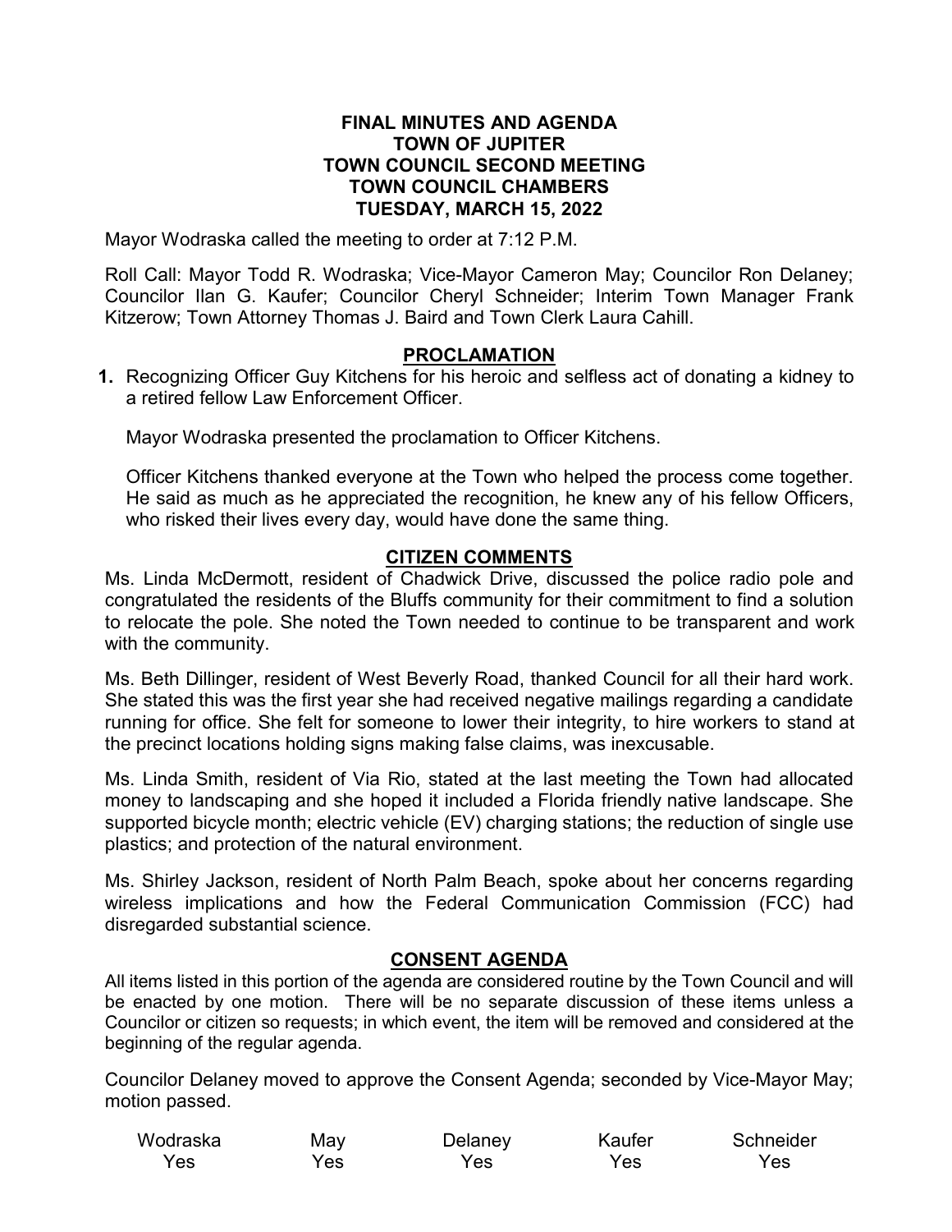# FINAL MINUTES AND AGENDA
# TOWN OF JUPITER
# TOWN COUNCIL SECOND MEETING
# TOWN COUNCIL CHAMBERS
# TUESDAY, MARCH 15, 2022

Mayor Wodraska called the meeting to order at 7:12 P.M.

Roll Call: Mayor Todd R. Wodraska; Vice-Mayor Cameron May; Councilor Ron Delaney; Councilor Ilan G. Kaufer; Councilor Cheryl Schneider; Interim Town Manager Frank Kitzerow; Town Attorney Thomas J. Baird and Town Clerk Laura Cahill.

## PROCLAMATION

**1.** Recognizing Officer Guy Kitchens for his heroic and selfless act of donating a kidney to a retired fellow Law Enforcement Officer.

Mayor Wodraska presented the proclamation to Officer Kitchens.

Officer Kitchens thanked everyone at the Town who helped the process come together. He said as much as he appreciated the recognition, he knew any of his fellow Officers, who risked their lives every day, would have done the same thing.

## CITIZEN COMMENTS

Ms. Linda McDermott, resident of Chadwick Drive, discussed the police radio pole and congratulated the residents of the Bluffs community for their commitment to find a solution to relocate the pole. She noted the Town needed to continue to be transparent and work with the community.

Ms. Beth Dillinger, resident of West Beverly Road, thanked Council for all their hard work. She stated this was the first year she had received negative mailings regarding a candidate running for office. She felt for someone to lower their integrity, to hire workers to stand at the precinct locations holding signs making false claims, was inexcusable.

Ms. Linda Smith, resident of Via Rio, stated at the last meeting the Town had allocated money to landscaping and she hoped it included a Florida friendly native landscape. She supported bicycle month; electric vehicle (EV) charging stations; the reduction of single use plastics; and protection of the natural environment.

Ms. Shirley Jackson, resident of North Palm Beach, spoke about her concerns regarding wireless implications and how the Federal Communication Commission (FCC) had disregarded substantial science.

## CONSENT AGENDA

All items listed in this portion of the agenda are considered routine by the Town Council and will be enacted by one motion. There will be no separate discussion of these items unless a Councilor or citizen so requests; in which event, the item will be removed and considered at the beginning of the regular agenda.

Councilor Delaney moved to approve the Consent Agenda; seconded by Vice-Mayor May; motion passed.

| Wodraska | May | Delaney | Kaufer | Schneider |
|---|---|---|---|---|
| Yes | Yes | Yes | Yes | Yes |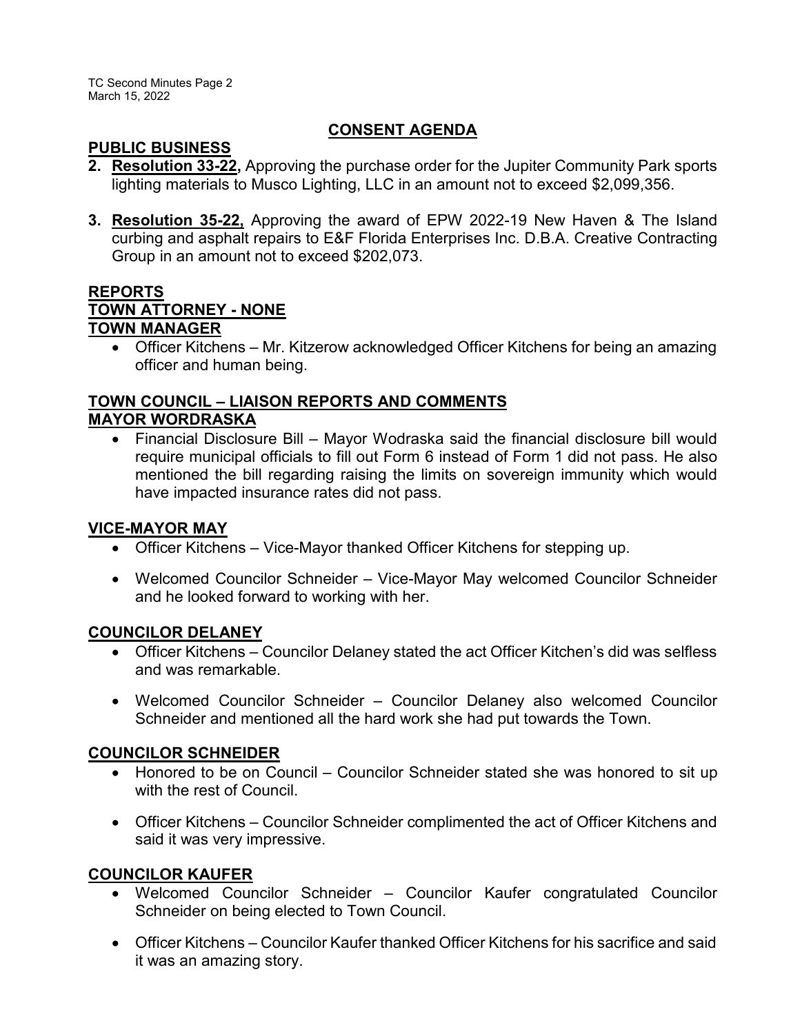## CONSENT AGENDA

### PUBLIC BUSINESS

2. **Resolution 33-22,** Approving the purchase order for the Jupiter Community Park sports lighting materials to Musco Lighting, LLC in an amount not to exceed $2,099,356.

3. **Resolution 35-22,** Approving the award of EPW 2022-19 New Haven & The Island curbing and asphalt repairs to E&F Florida Enterprises Inc. D.B.A. Creative Contracting Group in an amount not to exceed $202,073.

## REPORTS

### TOWN ATTORNEY - NONE

### TOWN MANAGER

- Officer Kitchens – Mr. Kitzerow acknowledged Officer Kitchens for being an amazing officer and human being.

## TOWN COUNCIL – LIAISON REPORTS AND COMMENTS

### MAYOR WORDRASKA

- Financial Disclosure Bill – Mayor Wodraska said the financial disclosure bill would require municipal officials to fill out Form 6 instead of Form 1 did not pass. He also mentioned the bill regarding raising the limits on sovereign immunity which would have impacted insurance rates did not pass.

### VICE-MAYOR MAY

- Officer Kitchens – Vice-Mayor thanked Officer Kitchens for stepping up.
- Welcomed Councilor Schneider – Vice-Mayor May welcomed Councilor Schneider and he looked forward to working with her.

### COUNCILOR DELANEY

- Officer Kitchens – Councilor Delaney stated the act Officer Kitchen's did was selfless and was remarkable.
- Welcomed Councilor Schneider – Councilor Delaney also welcomed Councilor Schneider and mentioned all the hard work she had put towards the Town.

### COUNCILOR SCHNEIDER

- Honored to be on Council – Councilor Schneider stated she was honored to sit up with the rest of Council.
- Officer Kitchens – Councilor Schneider complimented the act of Officer Kitchens and said it was very impressive.

### COUNCILOR KAUFER

- Welcomed Councilor Schneider – Councilor Kaufer congratulated Councilor Schneider on being elected to Town Council.
- Officer Kitchens – Councilor Kaufer thanked Officer Kitchens for his sacrifice and said it was an amazing story.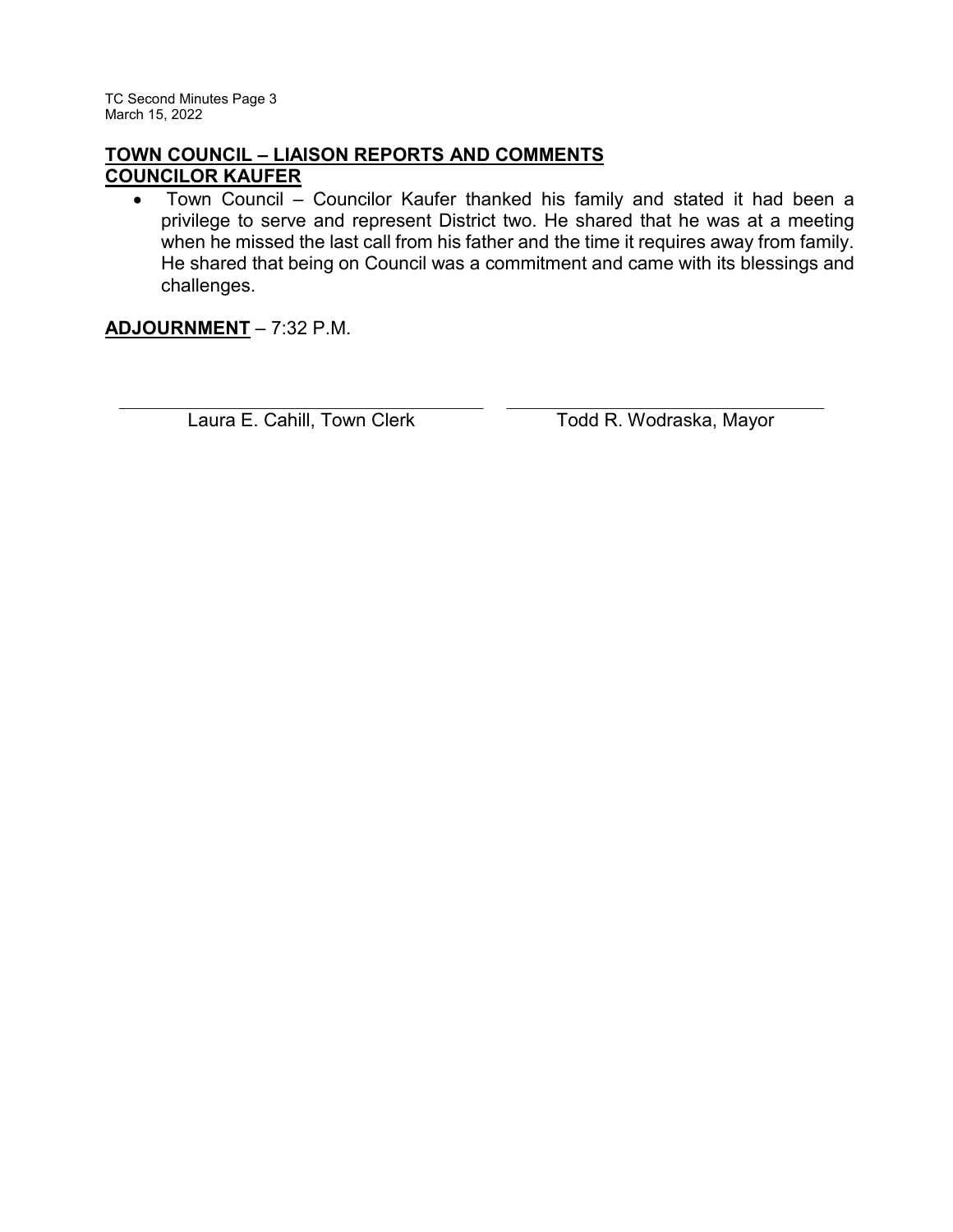**TOWN COUNCIL – LIAISON REPORTS AND COMMENTS**
**COUNCILOR KAUFER**

- Town Council – Councilor Kaufer thanked his family and stated it had been a privilege to serve and represent District two. He shared that he was at a meeting when he missed the last call from his father and the time it requires away from family. He shared that being on Council was a commitment and came with its blessings and challenges.

**ADJOURNMENT** – 7:32 P.M.

Laura E. Cahill, Town Clerk

Todd R. Wodraska, Mayor